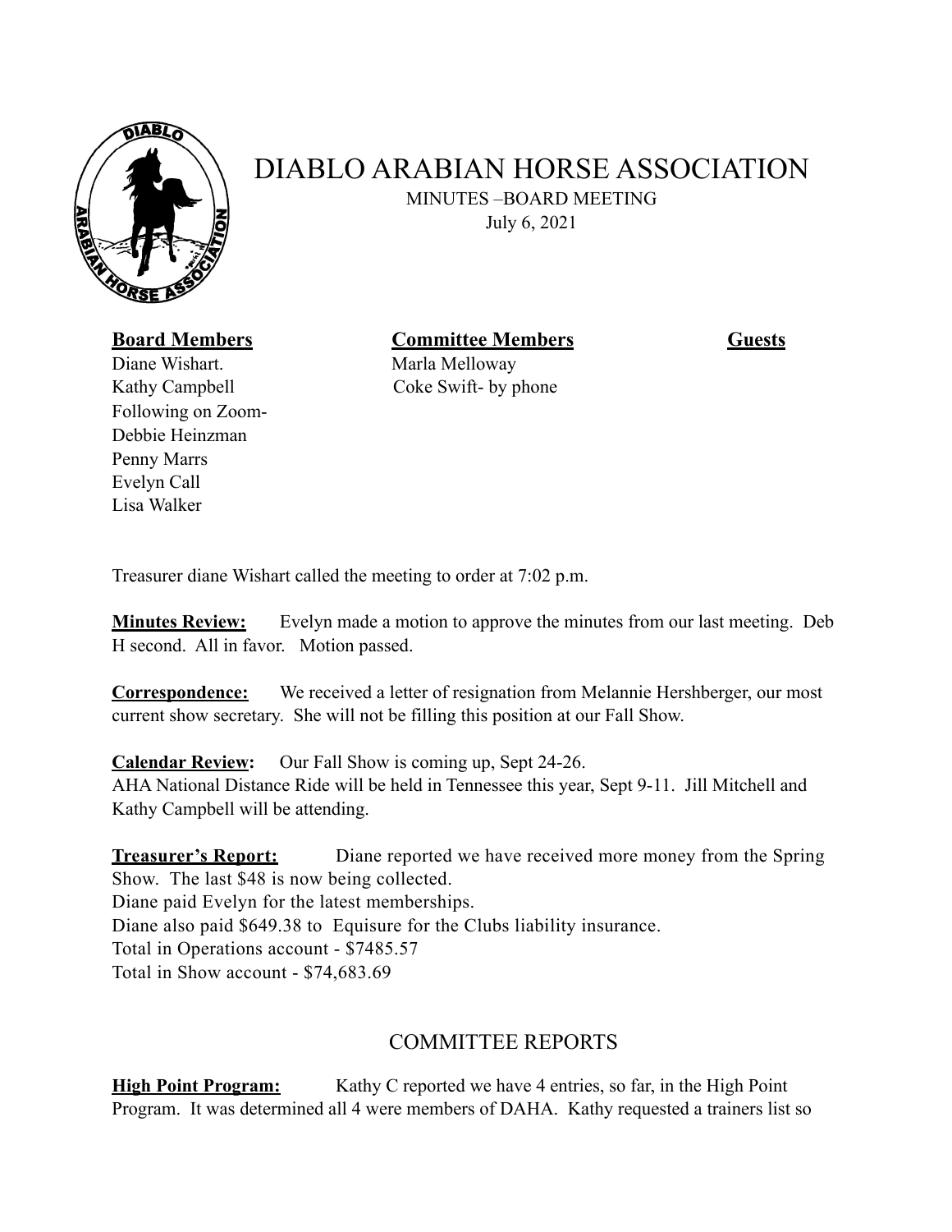# DIABLO ARABIAN HORSE ASSOCIATION

MINUTES –BOARD MEETING

July 6, 2021

| **Board Members** | **Committee Members** | **Guests** |
|---|---|---|
| Diane Wishart. | Marla Melloway | |
| Kathy Campbell | Coke Swift- by phone | |
| Following on Zoom- | | |
| Debbie Heinzman | | |
| Penny Marrs | | |
| Evelyn Call | | |
| Lisa Walker | | |

Treasurer diane Wishart called the meeting to order at 7:02 p.m.

**Minutes Review:** Evelyn made a motion to approve the minutes from our last meeting. Deb H second. All in favor. Motion passed.

**Correspondence:** We received a letter of resignation from Melannie Hershberger, our most current show secretary. She will not be filling this position at our Fall Show.

**Calendar Review:** Our Fall Show is coming up, Sept 24-26.
AHA National Distance Ride will be held in Tennessee this year, Sept 9-11. Jill Mitchell and Kathy Campbell will be attending.

**Treasurer's Report:** Diane reported we have received more money from the Spring Show. The last $48 is now being collected.
Diane paid Evelyn for the latest memberships.
Diane also paid $649.38 to Equisure for the Clubs liability insurance.
Total in Operations account - $7485.57
Total in Show account - $74,683.69

## COMMITTEE REPORTS

**High Point Program:** Kathy C reported we have 4 entries, so far, in the High Point Program. It was determined all 4 were members of DAHA. Kathy requested a trainers list so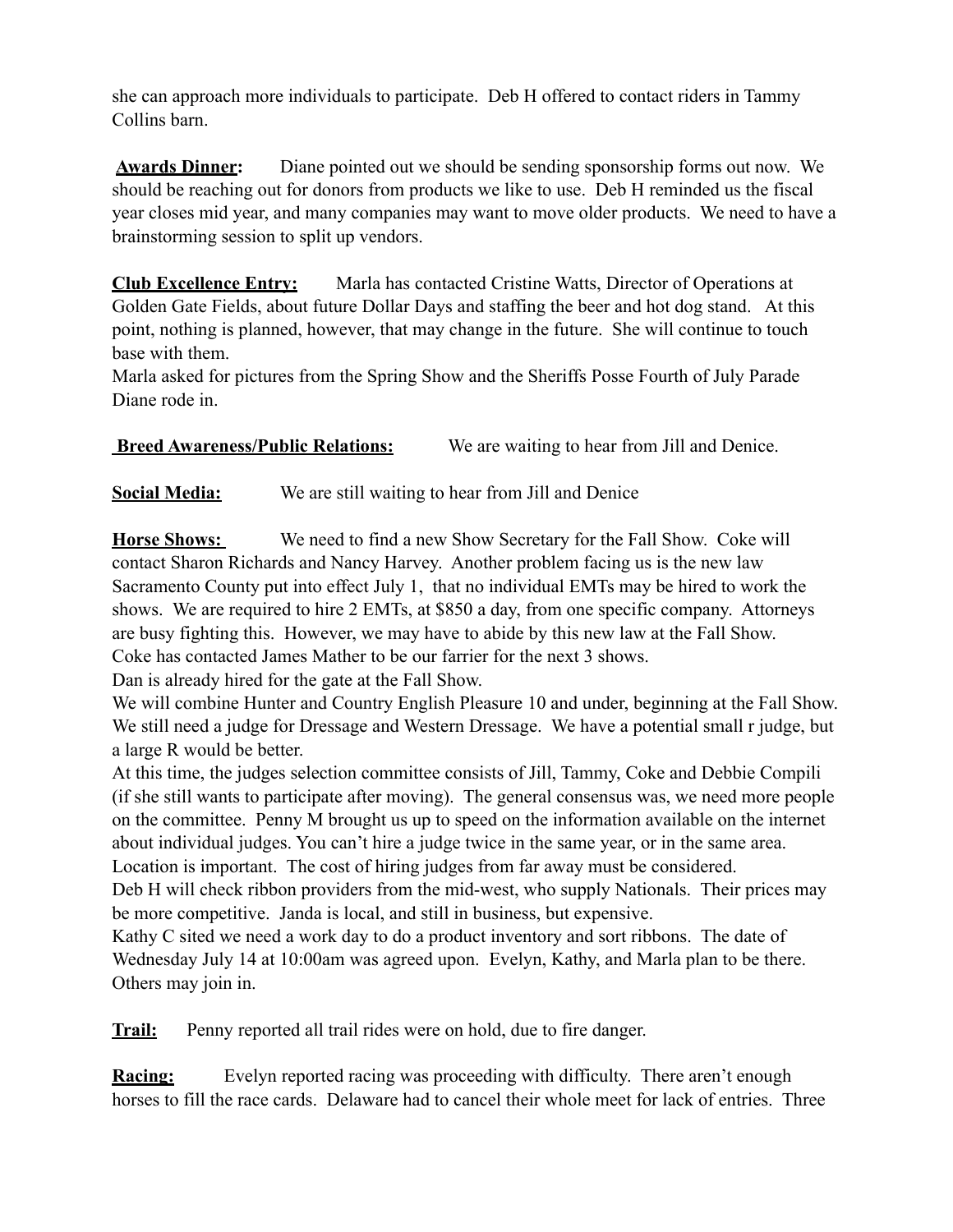she can approach more individuals to participate. Deb H offered to contact riders in Tammy Collins barn.

**Awards Dinner:** Diane pointed out we should be sending sponsorship forms out now. We should be reaching out for donors from products we like to use. Deb H reminded us the fiscal year closes mid year, and many companies may want to move older products. We need to have a brainstorming session to split up vendors.

**Club Excellence Entry:** Marla has contacted Cristine Watts, Director of Operations at Golden Gate Fields, about future Dollar Days and staffing the beer and hot dog stand. At this point, nothing is planned, however, that may change in the future. She will continue to touch base with them.
Marla asked for pictures from the Spring Show and the Sheriffs Posse Fourth of July Parade Diane rode in.

**Breed Awareness/Public Relations:** We are waiting to hear from Jill and Denice.

**Social Media:** We are still waiting to hear from Jill and Denice

**Horse Shows:** We need to find a new Show Secretary for the Fall Show. Coke will contact Sharon Richards and Nancy Harvey. Another problem facing us is the new law Sacramento County put into effect July 1, that no individual EMTs may be hired to work the shows. We are required to hire 2 EMTs, at $850 a day, from one specific company. Attorneys are busy fighting this. However, we may have to abide by this new law at the Fall Show.
Coke has contacted James Mather to be our farrier for the next 3 shows.
Dan is already hired for the gate at the Fall Show.
We will combine Hunter and Country English Pleasure 10 and under, beginning at the Fall Show. We still need a judge for Dressage and Western Dressage. We have a potential small r judge, but a large R would be better.
At this time, the judges selection committee consists of Jill, Tammy, Coke and Debbie Compili (if she still wants to participate after moving). The general consensus was, we need more people on the committee. Penny M brought us up to speed on the information available on the internet about individual judges. You can't hire a judge twice in the same year, or in the same area. Location is important. The cost of hiring judges from far away must be considered.
Deb H will check ribbon providers from the mid-west, who supply Nationals. Their prices may be more competitive. Janda is local, and still in business, but expensive.
Kathy C sited we need a work day to do a product inventory and sort ribbons. The date of Wednesday July 14 at 10:00am was agreed upon. Evelyn, Kathy, and Marla plan to be there. Others may join in.

**Trail:** Penny reported all trail rides were on hold, due to fire danger.

**Racing:** Evelyn reported racing was proceeding with difficulty. There aren't enough horses to fill the race cards. Delaware had to cancel their whole meet for lack of entries. Three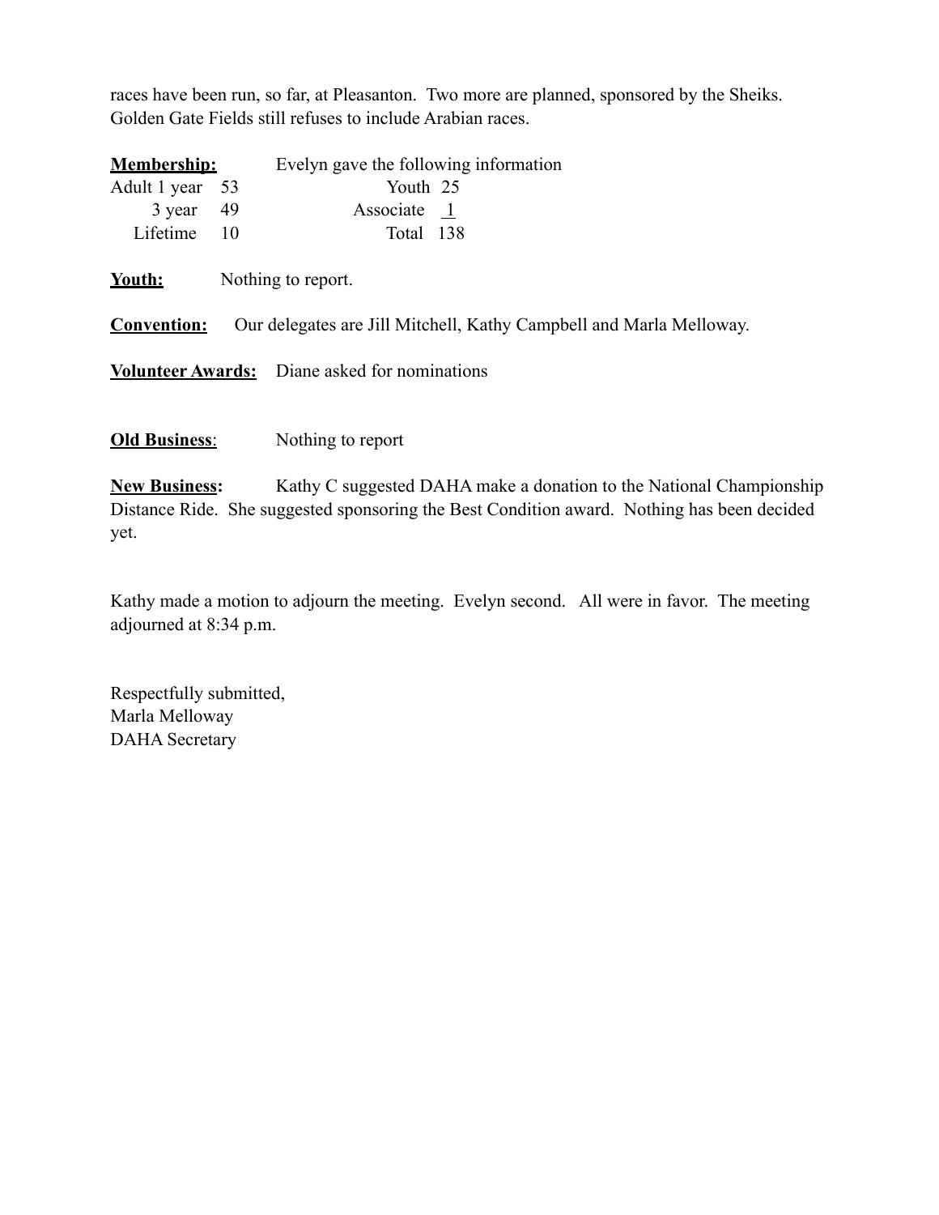races have been run, so far, at Pleasanton. Two more are planned, sponsored by the Sheiks. Golden Gate Fields still refuses to include Arabian races.

**Membership:** Evelyn gave the following information

| | | | |
|---|---|---|---|
| Adult 1 year | 53 | Youth | 25 |
| 3 year | 49 | Associate | 1 |
| Lifetime | 10 | Total | 138 |

**Youth:** Nothing to report.

**Convention:** Our delegates are Jill Mitchell, Kathy Campbell and Marla Melloway.

**Volunteer Awards:** Diane asked for nominations

**Old Business**: Nothing to report

**New Business:** Kathy C suggested DAHA make a donation to the National Championship Distance Ride. She suggested sponsoring the Best Condition award. Nothing has been decided yet.

Kathy made a motion to adjourn the meeting. Evelyn second. All were in favor. The meeting adjourned at 8:34 p.m.

Respectfully submitted,
Marla Melloway
DAHA Secretary